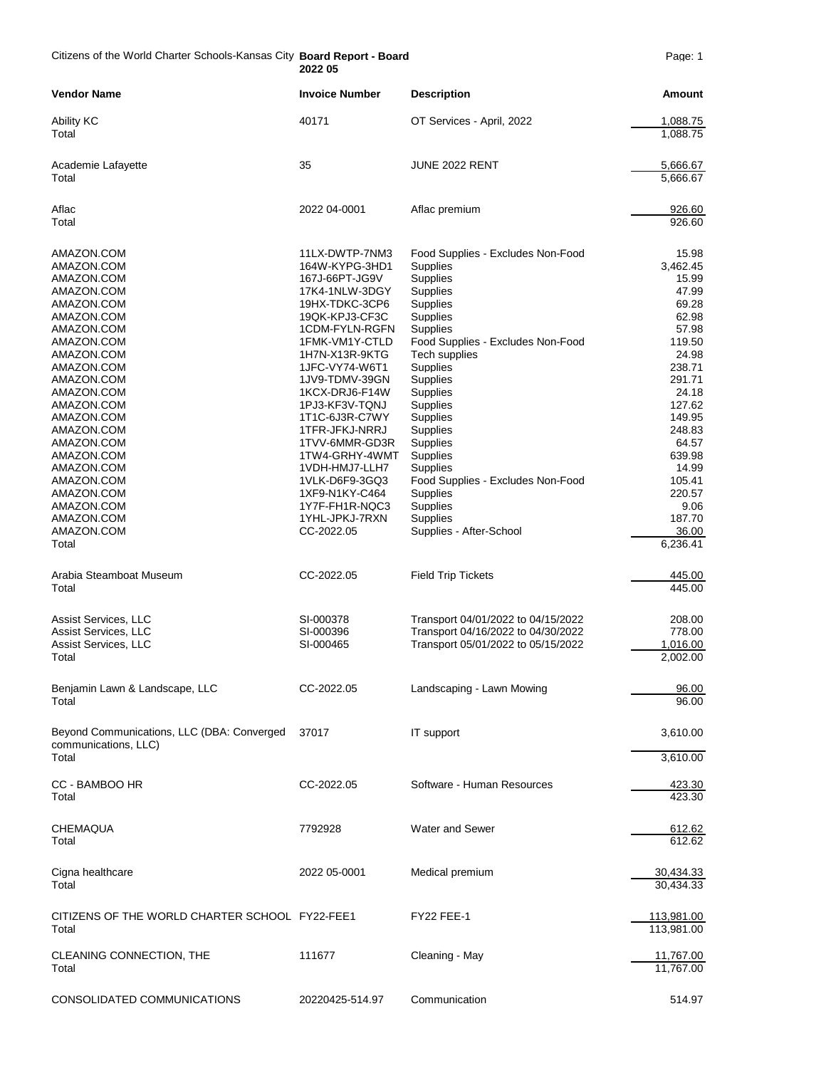Citizens of the World Charter Schools-Kansas City **Board Report - Board 2022 05**

| Vendor Name | Invoice Number | Description | Amount |
|---|---|---|---|
| Ability KC | 40171 | OT Services - April, 2022 | 1,088.75 |
| Total | | | 1,088.75 |
| Academie Lafayette | 35 | JUNE 2022 RENT | 5,666.67 |
| Total | | | 5,666.67 |
| Aflac | 2022 04-0001 | Aflac premium | 926.60 |
| Total | | | 926.60 |
| AMAZON.COM | 11LX-DWTP-7NM3 | Food Supplies - Excludes Non-Food | 15.98 |
| AMAZON.COM | 164W-KYPG-3HD1 | Supplies | 3,462.45 |
| AMAZON.COM | 167J-66PT-JG9V | Supplies | 15.99 |
| AMAZON.COM | 17K4-1NLW-3DGY | Supplies | 47.99 |
| AMAZON.COM | 19HX-TDKC-3CP6 | Supplies | 69.28 |
| AMAZON.COM | 19QK-KPJ3-CF3C | Supplies | 62.98 |
| AMAZON.COM | 1CDM-FYLN-RGFN | Supplies | 57.98 |
| AMAZON.COM | 1FMK-VM1Y-CTLD | Food Supplies - Excludes Non-Food | 119.50 |
| AMAZON.COM | 1H7N-X13R-9KTG | Tech supplies | 24.98 |
| AMAZON.COM | 1JFC-VY74-W6T1 | Supplies | 238.71 |
| AMAZON.COM | 1JV9-TDMV-39GN | Supplies | 291.71 |
| AMAZON.COM | 1KCX-DRJ6-F14W | Supplies | 24.18 |
| AMAZON.COM | 1PJ3-KF3V-TQNJ | Supplies | 127.62 |
| AMAZON.COM | 1T1C-6J3R-C7WY | Supplies | 149.95 |
| AMAZON.COM | 1TFR-JFKJ-NRRJ | Supplies | 248.83 |
| AMAZON.COM | 1TVV-6MMR-GD3R | Supplies | 64.57 |
| AMAZON.COM | 1TW4-GRHY-4WMT | Supplies | 639.98 |
| AMAZON.COM | 1VDH-HMJ7-LLH7 | Supplies | 14.99 |
| AMAZON.COM | 1VLK-D6F9-3GQ3 | Food Supplies - Excludes Non-Food | 105.41 |
| AMAZON.COM | 1XF9-N1KY-C464 | Supplies | 220.57 |
| AMAZON.COM | 1Y7F-FH1R-NQC3 | Supplies | 9.06 |
| AMAZON.COM | 1YHL-JPKJ-7RXN | Supplies | 187.70 |
| AMAZON.COM | CC-2022.05 | Supplies - After-School | 36.00 |
| Total | | | 6,236.41 |
| Arabia Steamboat Museum | CC-2022.05 | Field Trip Tickets | 445.00 |
| Total | | | 445.00 |
| Assist Services, LLC | SI-000378 | Transport 04/01/2022 to 04/15/2022 | 208.00 |
| Assist Services, LLC | SI-000396 | Transport 04/16/2022 to 04/30/2022 | 778.00 |
| Assist Services, LLC | SI-000465 | Transport 05/01/2022 to 05/15/2022 | 1,016.00 |
| Total | | | 2,002.00 |
| Benjamin Lawn & Landscape, LLC | CC-2022.05 | Landscaping - Lawn Mowing | 96.00 |
| Total | | | 96.00 |
| Beyond Communications, LLC (DBA: Converged communications, LLC) | 37017 | IT support | 3,610.00 |
| Total | | | 3,610.00 |
| CC - BAMBOO HR | CC-2022.05 | Software - Human Resources | 423.30 |
| Total | | | 423.30 |
| CHEMAQUA | 7792928 | Water and Sewer | 612.62 |
| Total | | | 612.62 |
| Cigna healthcare | 2022 05-0001 | Medical premium | 30,434.33 |
| Total | | | 30,434.33 |
| CITIZENS OF THE WORLD CHARTER SCHOOL | FY22-FEE1 | FY22 FEE-1 | 113,981.00 |
| Total | | | 113,981.00 |
| CLEANING CONNECTION, THE | 111677 | Cleaning - May | 11,767.00 |
| Total | | | 11,767.00 |
| CONSOLIDATED COMMUNICATIONS | 20220425-514.97 | Communication | 514.97 |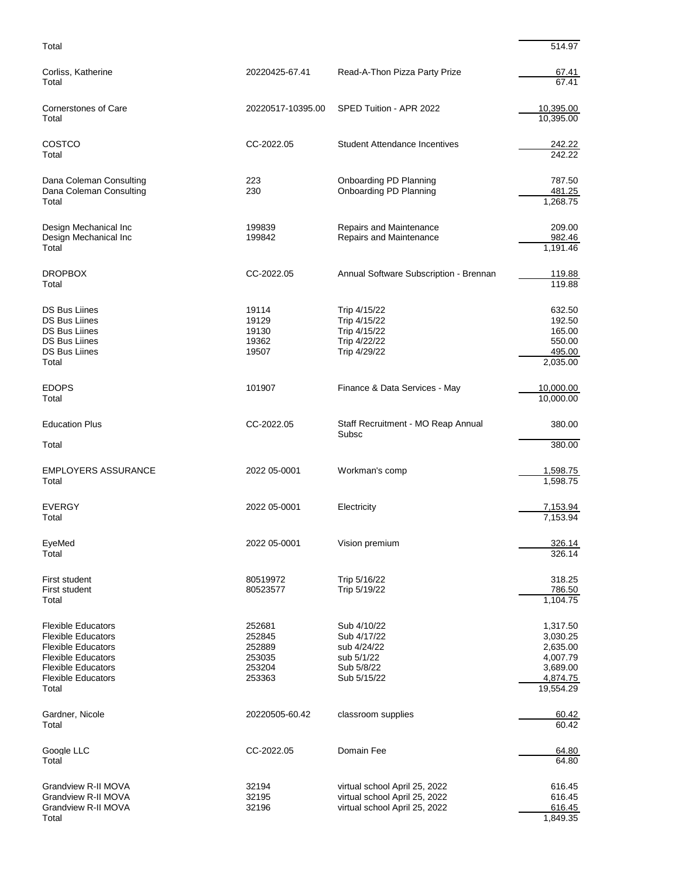| Vendor | Reference | Description | Amount |
|---|---|---|---|
| Total | | | 514.97 |
| Corliss, Katherine | 20220425-67.41 | Read-A-Thon Pizza Party Prize | 67.41 |
| Total | | | 67.41 |
| Cornerstones of Care | 20220517-10395.00 | SPED Tuition - APR 2022 | 10,395.00 |
| Total | | | 10,395.00 |
| COSTCO | CC-2022.05 | Student Attendance Incentives | 242.22 |
| Total | | | 242.22 |
| Dana Coleman Consulting | 223 | Onboarding PD Planning | 787.50 |
| Dana Coleman Consulting | 230 | Onboarding PD Planning | 481.25 |
| Total | | | 1,268.75 |
| Design Mechanical Inc | 199839 | Repairs and Maintenance | 209.00 |
| Design Mechanical Inc | 199842 | Repairs and Maintenance | 982.46 |
| Total | | | 1,191.46 |
| DROPBOX | CC-2022.05 | Annual Software Subscription - Brennan | 119.88 |
| Total | | | 119.88 |
| DS Bus Liines | 19114 | Trip 4/15/22 | 632.50 |
| DS Bus Liines | 19129 | Trip 4/15/22 | 192.50 |
| DS Bus Liines | 19130 | Trip 4/15/22 | 165.00 |
| DS Bus Liines | 19362 | Trip 4/22/22 | 550.00 |
| DS Bus Liines | 19507 | Trip 4/29/22 | 495.00 |
| Total | | | 2,035.00 |
| EDOPS | 101907 | Finance & Data Services - May | 10,000.00 |
| Total | | | 10,000.00 |
| Education Plus | CC-2022.05 | Staff Recruitment - MO Reap Annual Subsc | 380.00 |
| Total | | | 380.00 |
| EMPLOYERS ASSURANCE | 2022 05-0001 | Workman's comp | 1,598.75 |
| Total | | | 1,598.75 |
| EVERGY | 2022 05-0001 | Electricity | 7,153.94 |
| Total | | | 7,153.94 |
| EyeMed | 2022 05-0001 | Vision premium | 326.14 |
| Total | | | 326.14 |
| First student | 80519972 | Trip 5/16/22 | 318.25 |
| First student | 80523577 | Trip 5/19/22 | 786.50 |
| Total | | | 1,104.75 |
| Flexible Educators | 252681 | Sub 4/10/22 | 1,317.50 |
| Flexible Educators | 252845 | Sub 4/17/22 | 3,030.25 |
| Flexible Educators | 252889 | sub 4/24/22 | 2,635.00 |
| Flexible Educators | 253035 | sub 5/1/22 | 4,007.79 |
| Flexible Educators | 253204 | Sub 5/8/22 | 3,689.00 |
| Flexible Educators | 253363 | Sub 5/15/22 | 4,874.75 |
| Total | | | 19,554.29 |
| Gardner, Nicole | 20220505-60.42 | classroom supplies | 60.42 |
| Total | | | 60.42 |
| Google LLC | CC-2022.05 | Domain Fee | 64.80 |
| Total | | | 64.80 |
| Grandview R-II MOVA | 32194 | virtual school April 25, 2022 | 616.45 |
| Grandview R-II MOVA | 32195 | virtual school April 25, 2022 | 616.45 |
| Grandview R-II MOVA | 32196 | virtual school April 25, 2022 | 616.45 |
| Total | | | 1,849.35 |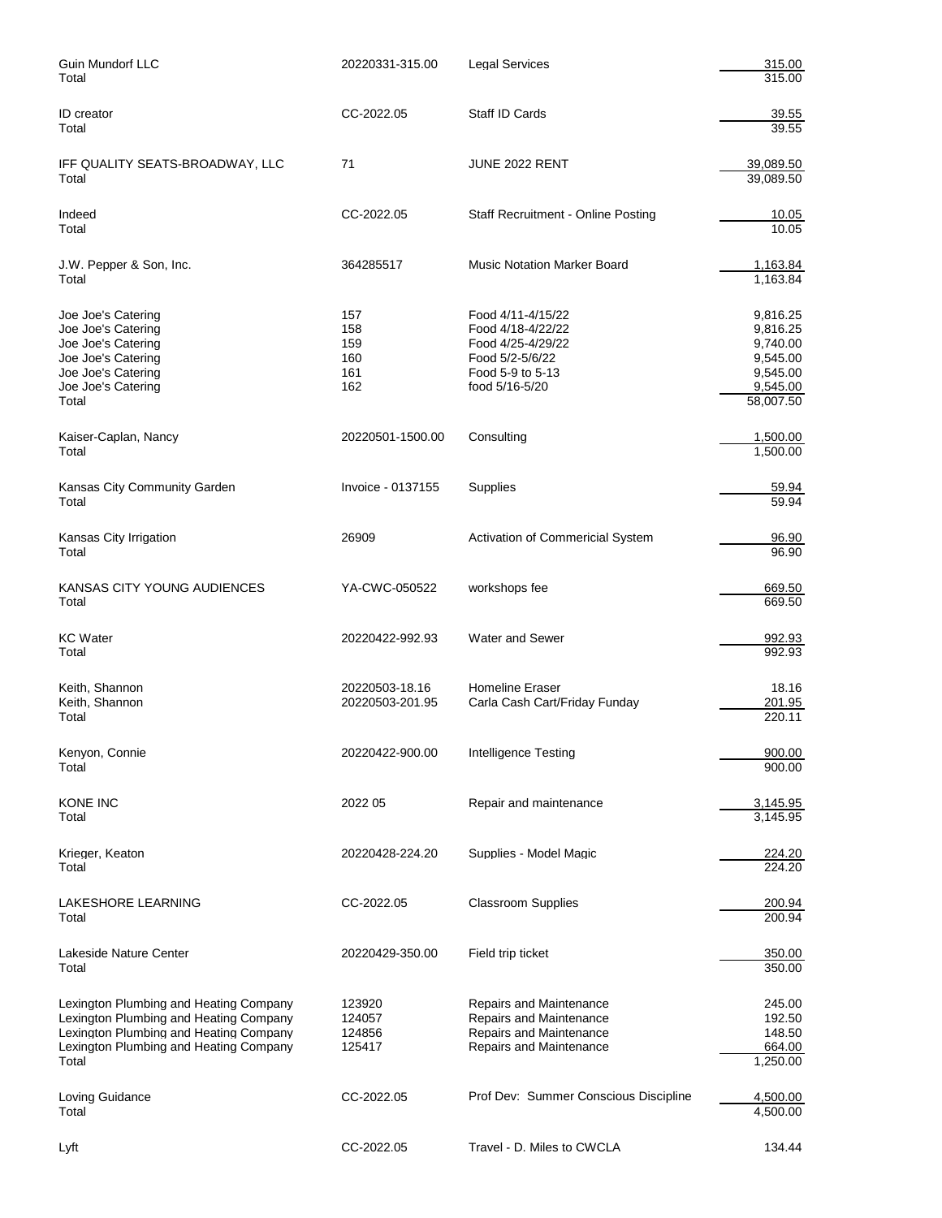| | | | |
|---|---|---|---|
| Guin Mundorf LLC | 20220331-315.00 | Legal Services | 315.00 |
| Total | | | 315.00 |
| | | | |
| ID creator | CC-2022.05 | Staff ID Cards | 39.55 |
| Total | | | 39.55 |
| | | | |
| IFF QUALITY SEATS-BROADWAY, LLC | 71 | JUNE 2022 RENT | 39,089.50 |
| Total | | | 39,089.50 |
| | | | |
| Indeed | CC-2022.05 | Staff Recruitment - Online Posting | 10.05 |
| Total | | | 10.05 |
| | | | |
| J.W. Pepper & Son, Inc. | 364285517 | Music Notation Marker Board | 1,163.84 |
| Total | | | 1,163.84 |
| | | | |
| Joe Joe's Catering | 157 | Food 4/11-4/15/22 | 9,816.25 |
| Joe Joe's Catering | 158 | Food 4/18-4/22/22 | 9,816.25 |
| Joe Joe's Catering | 159 | Food 4/25-4/29/22 | 9,740.00 |
| Joe Joe's Catering | 160 | Food 5/2-5/6/22 | 9,545.00 |
| Joe Joe's Catering | 161 | Food 5-9 to 5-13 | 9,545.00 |
| Joe Joe's Catering | 162 | food 5/16-5/20 | 9,545.00 |
| Total | | | 58,007.50 |
| | | | |
| Kaiser-Caplan, Nancy | 20220501-1500.00 | Consulting | 1,500.00 |
| Total | | | 1,500.00 |
| | | | |
| Kansas City Community Garden | Invoice - 0137155 | Supplies | 59.94 |
| Total | | | 59.94 |
| | | | |
| Kansas City Irrigation | 26909 | Activation of Commericial System | 96.90 |
| Total | | | 96.90 |
| | | | |
| KANSAS CITY YOUNG AUDIENCES | YA-CWC-050522 | workshops fee | 669.50 |
| Total | | | 669.50 |
| | | | |
| KC Water | 20220422-992.93 | Water and Sewer | 992.93 |
| Total | | | 992.93 |
| | | | |
| Keith, Shannon | 20220503-18.16 | Homeline Eraser | 18.16 |
| Keith, Shannon | 20220503-201.95 | Carla Cash Cart/Friday Funday | 201.95 |
| Total | | | 220.11 |
| | | | |
| Kenyon, Connie | 20220422-900.00 | Intelligence Testing | 900.00 |
| Total | | | 900.00 |
| | | | |
| KONE INC | 2022 05 | Repair and maintenance | 3,145.95 |
| Total | | | 3,145.95 |
| | | | |
| Krieger, Keaton | 20220428-224.20 | Supplies - Model Magic | 224.20 |
| Total | | | 224.20 |
| | | | |
| LAKESHORE LEARNING | CC-2022.05 | Classroom Supplies | 200.94 |
| Total | | | 200.94 |
| | | | |
| Lakeside Nature Center | 20220429-350.00 | Field trip ticket | 350.00 |
| Total | | | 350.00 |
| | | | |
| Lexington Plumbing and Heating Company | 123920 | Repairs and Maintenance | 245.00 |
| Lexington Plumbing and Heating Company | 124057 | Repairs and Maintenance | 192.50 |
| Lexington Plumbing and Heating Company | 124856 | Repairs and Maintenance | 148.50 |
| Lexington Plumbing and Heating Company | 125417 | Repairs and Maintenance | 664.00 |
| Total | | | 1,250.00 |
| | | | |
| Loving Guidance | CC-2022.05 | Prof Dev: Summer Conscious Discipline | 4,500.00 |
| Total | | | 4,500.00 |
| | | | |
| Lyft | CC-2022.05 | Travel - D. Miles to CWCLA | 134.44 |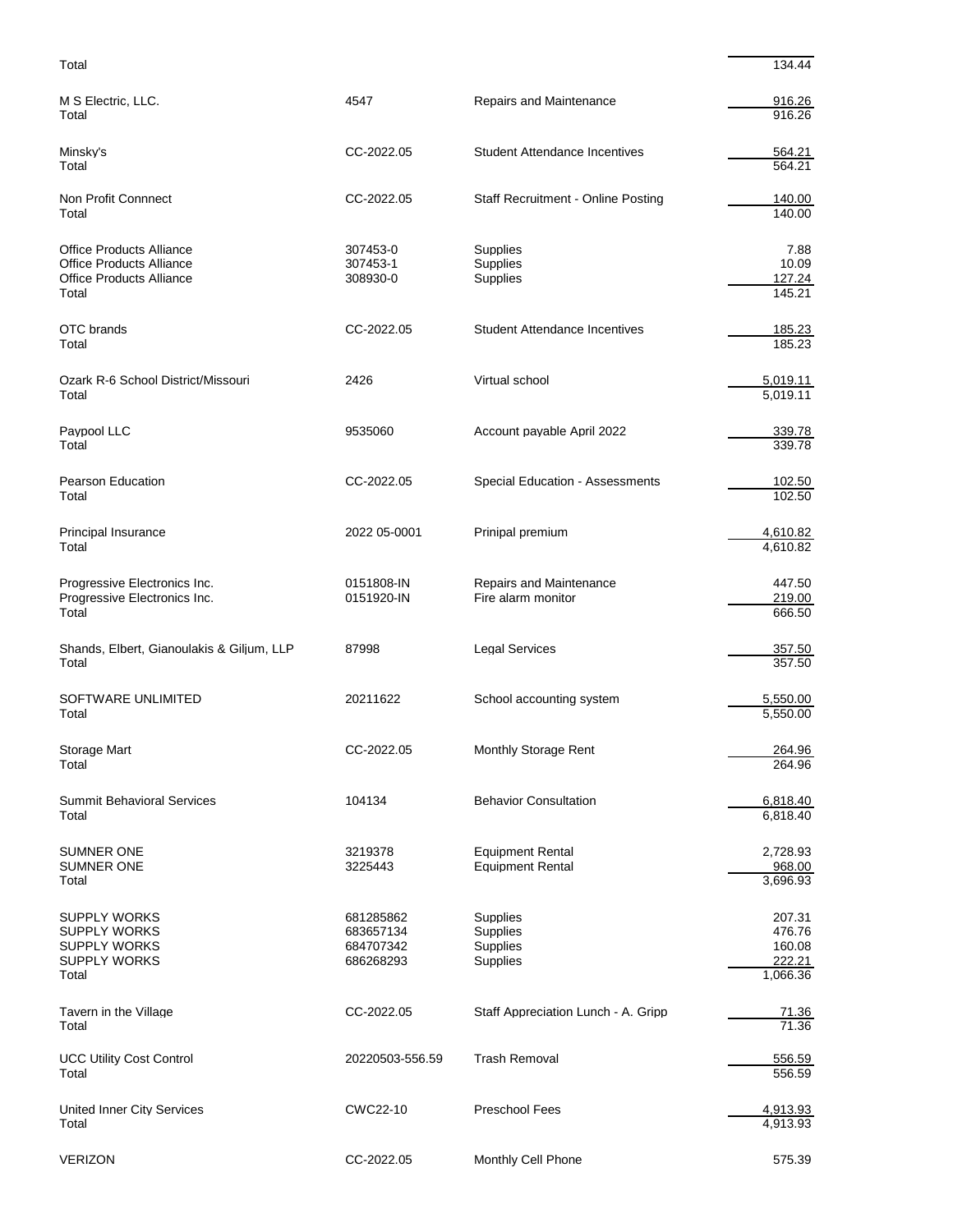| | | | |
|---|---|---|---|
| Total | | | 134.44 |
| M S Electric, LLC. | 4547 | Repairs and Maintenance | 916.26 |
| Total | | | 916.26 |
| Minsky's | CC-2022.05 | Student Attendance Incentives | 564.21 |
| Total | | | 564.21 |
| Non Profit Connnect | CC-2022.05 | Staff Recruitment - Online Posting | 140.00 |
| Total | | | 140.00 |
| Office Products Alliance | 307453-0 | Supplies | 7.88 |
| Office Products Alliance | 307453-1 | Supplies | 10.09 |
| Office Products Alliance | 308930-0 | Supplies | 127.24 |
| Total | | | 145.21 |
| OTC brands | CC-2022.05 | Student Attendance Incentives | 185.23 |
| Total | | | 185.23 |
| Ozark R-6 School District/Missouri | 2426 | Virtual school | 5,019.11 |
| Total | | | 5,019.11 |
| Paypool LLC | 9535060 | Account payable April 2022 | 339.78 |
| Total | | | 339.78 |
| Pearson Education | CC-2022.05 | Special Education - Assessments | 102.50 |
| Total | | | 102.50 |
| Principal Insurance | 2022 05-0001 | Prinipal premium | 4,610.82 |
| Total | | | 4,610.82 |
| Progressive Electronics Inc. | 0151808-IN | Repairs and Maintenance | 447.50 |
| Progressive Electronics Inc. | 0151920-IN | Fire alarm monitor | 219.00 |
| Total | | | 666.50 |
| Shands, Elbert, Gianoulakis & Giljum, LLP | 87998 | Legal Services | 357.50 |
| Total | | | 357.50 |
| SOFTWARE UNLIMITED | 20211622 | School accounting system | 5,550.00 |
| Total | | | 5,550.00 |
| Storage Mart | CC-2022.05 | Monthly Storage Rent | 264.96 |
| Total | | | 264.96 |
| Summit Behavioral Services | 104134 | Behavior Consultation | 6,818.40 |
| Total | | | 6,818.40 |
| SUMNER ONE | 3219378 | Equipment Rental | 2,728.93 |
| SUMNER ONE | 3225443 | Equipment Rental | 968.00 |
| Total | | | 3,696.93 |
| SUPPLY WORKS | 681285862 | Supplies | 207.31 |
| SUPPLY WORKS | 683657134 | Supplies | 476.76 |
| SUPPLY WORKS | 684707342 | Supplies | 160.08 |
| SUPPLY WORKS | 686268293 | Supplies | 222.21 |
| Total | | | 1,066.36 |
| Tavern in the Village | CC-2022.05 | Staff Appreciation Lunch - A. Gripp | 71.36 |
| Total | | | 71.36 |
| UCC Utility Cost Control | 20220503-556.59 | Trash Removal | 556.59 |
| Total | | | 556.59 |
| United Inner City Services | CWC22-10 | Preschool Fees | 4,913.93 |
| Total | | | 4,913.93 |
| VERIZON | CC-2022.05 | Monthly Cell Phone | 575.39 |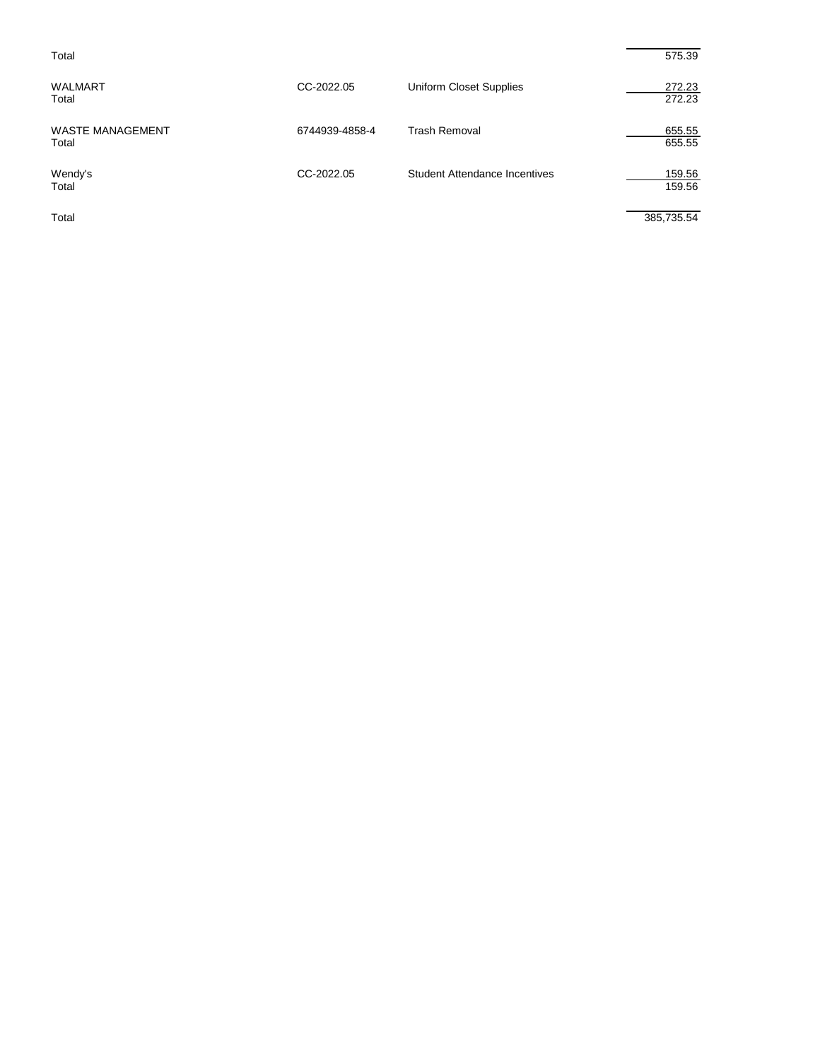| | | | |
|---|---|---|---|
| Total | | | 575.39 |
| WALMART | CC-2022.05 | Uniform Closet Supplies | 272.23 |
| Total | | | 272.23 |
| WASTE MANAGEMENT | 6744939-4858-4 | Trash Removal | 655.55 |
| Total | | | 655.55 |
| Wendy's | CC-2022.05 | Student Attendance Incentives | 159.56 |
| Total | | | 159.56 |
| Total | | | 385,735.54 |